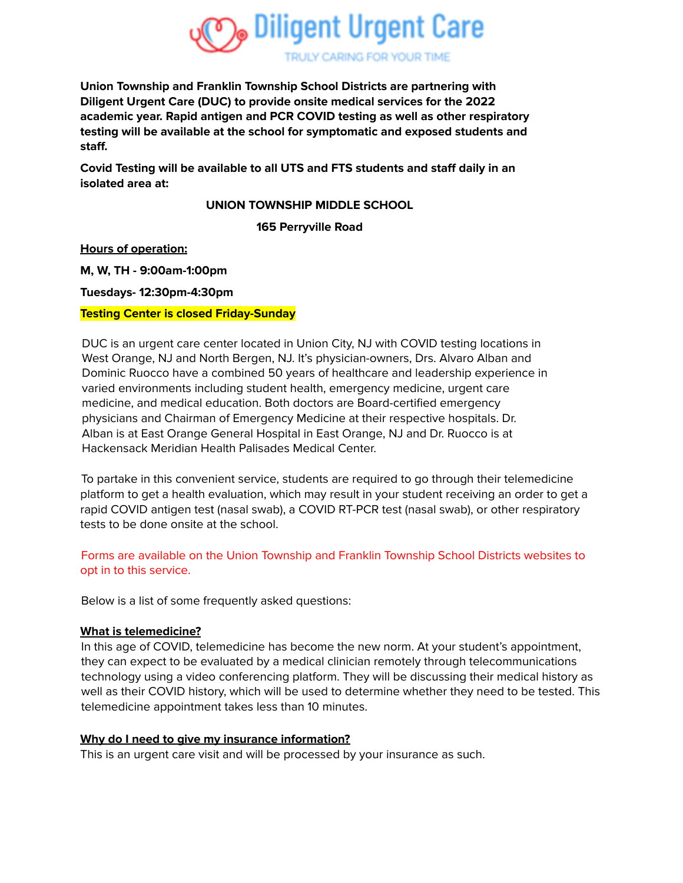# Diligent Urgent Care

TRULY CARING FOR YOUR TIME

**Union Township and Franklin Township School Districts are partnering with Diligent Urgent Care (DUC) to provide onsite medical services for the 2022 academic year. Rapid antigen and PCR COVID testing as well as other respiratory testing will be available at the school for symptomatic and exposed students and staff.**

**Covid Testing will be available to all UTS and FTS students and staff daily in an isolated area at:**

**UNION TOWNSHIP MIDDLE SCHOOL**

**165 Perryville Road**

**Hours of operation:**

**M, W, TH - 9:00am-1:00pm**

**Tuesdays- 12:30pm-4:30pm**

**Testing Center is closed Friday-Sunday**

DUC is an urgent care center located in Union City, NJ with COVID testing locations in West Orange, NJ and North Bergen, NJ. It's physician-owners, Drs. Alvaro Alban and Dominic Ruocco have a combined 50 years of healthcare and leadership experience in varied environments including student health, emergency medicine, urgent care medicine, and medical education. Both doctors are Board-certified emergency physicians and Chairman of Emergency Medicine at their respective hospitals. Dr. Alban is at East Orange General Hospital in East Orange, NJ and Dr. Ruocco is at Hackensack Meridian Health Palisades Medical Center.

To partake in this convenient service, students are required to go through their telemedicine platform to get a health evaluation, which may result in your student receiving an order to get a rapid COVID antigen test (nasal swab), a COVID RT-PCR test (nasal swab), or other respiratory tests to be done onsite at the school.

Forms are available on the Union Township and Franklin Township School Districts websites to opt in to this service.

Below is a list of some frequently asked questions:

**What is telemedicine?**

In this age of COVID, telemedicine has become the new norm. At your student's appointment, they can expect to be evaluated by a medical clinician remotely through telecommunications technology using a video conferencing platform. They will be discussing their medical history as well as their COVID history, which will be used to determine whether they need to be tested. This telemedicine appointment takes less than 10 minutes.

**Why do I need to give my insurance information?**

This is an urgent care visit and will be processed by your insurance as such.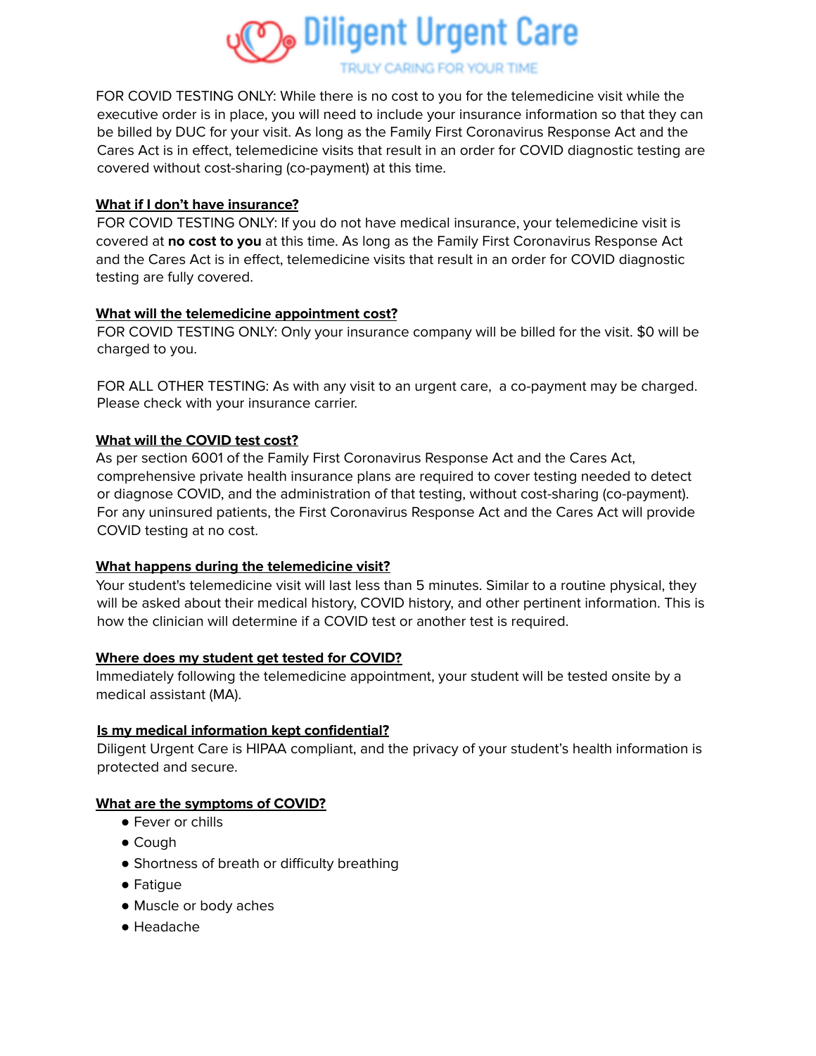FOR COVID TESTING ONLY: While there is no cost to you for the telemedicine visit while the executive order is in place, you will need to include your insurance information so that they can be billed by DUC for your visit. As long as the Family First Coronavirus Response Act and the Cares Act is in effect, telemedicine visits that result in an order for COVID diagnostic testing are covered without cost-sharing (co-payment) at this time.

**What if I don't have insurance?**

FOR COVID TESTING ONLY: If you do not have medical insurance, your telemedicine visit is covered at **no cost to you** at this time. As long as the Family First Coronavirus Response Act and the Cares Act is in effect, telemedicine visits that result in an order for COVID diagnostic testing are fully covered.

**What will the telemedicine appointment cost?**

FOR COVID TESTING ONLY: Only your insurance company will be billed for the visit. $0 will be charged to you.

FOR ALL OTHER TESTING: As with any visit to an urgent care, a co-payment may be charged. Please check with your insurance carrier.

**What will the COVID test cost?**

As per section 6001 of the Family First Coronavirus Response Act and the Cares Act, comprehensive private health insurance plans are required to cover testing needed to detect or diagnose COVID, and the administration of that testing, without cost-sharing (co-payment). For any uninsured patients, the First Coronavirus Response Act and the Cares Act will provide COVID testing at no cost.

**What happens during the telemedicine visit?**

Your student's telemedicine visit will last less than 5 minutes. Similar to a routine physical, they will be asked about their medical history, COVID history, and other pertinent information. This is how the clinician will determine if a COVID test or another test is required.

**Where does my student get tested for COVID?**

Immediately following the telemedicine appointment, your student will be tested onsite by a medical assistant (MA).

**Is my medical information kept confidential?**

Diligent Urgent Care is HIPAA compliant, and the privacy of your student's health information is protected and secure.

**What are the symptoms of COVID?**

- Fever or chills
- Cough
- Shortness of breath or difficulty breathing
- Fatigue
- Muscle or body aches
- Headache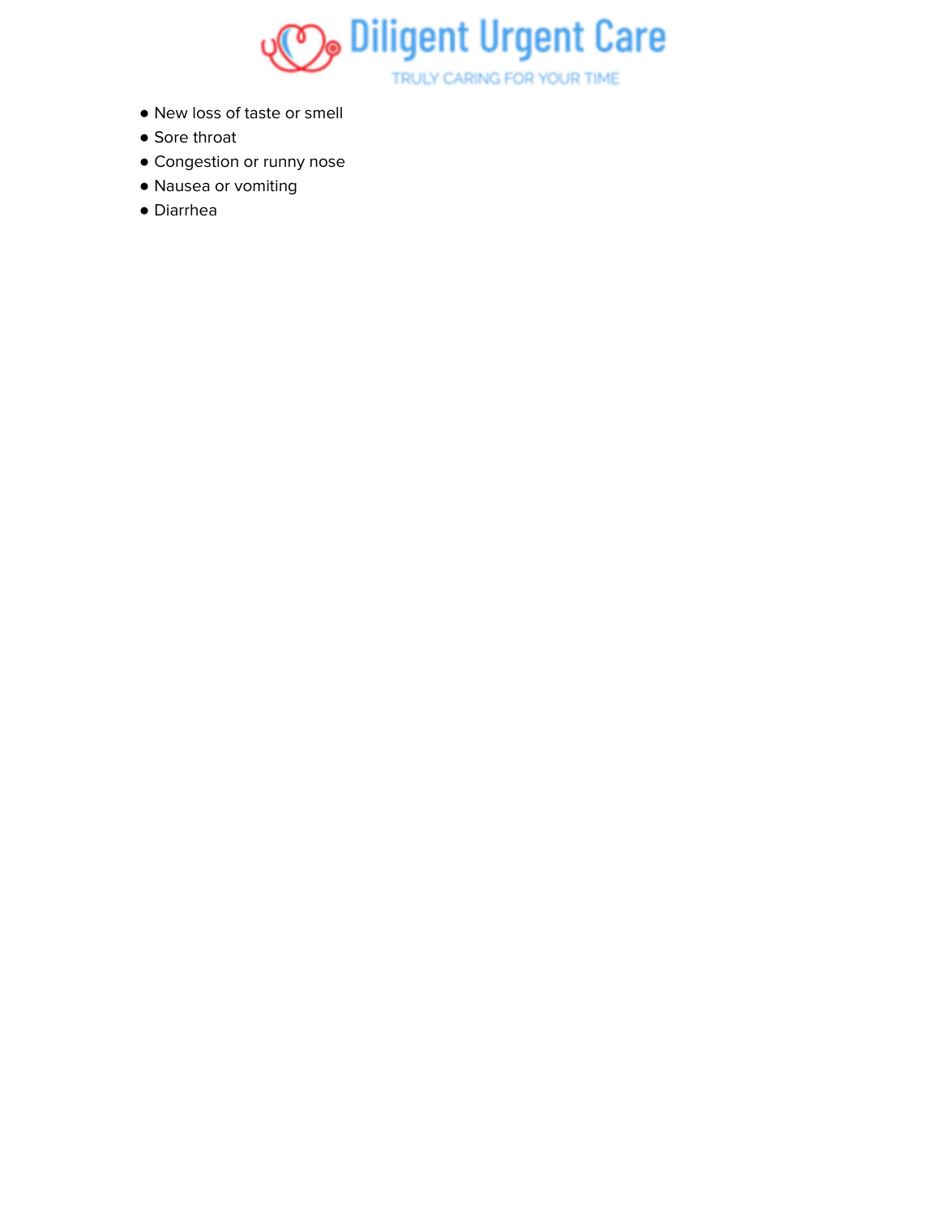- New loss of taste or smell
- Sore throat
- Congestion or runny nose
- Nausea or vomiting
- Diarrhea